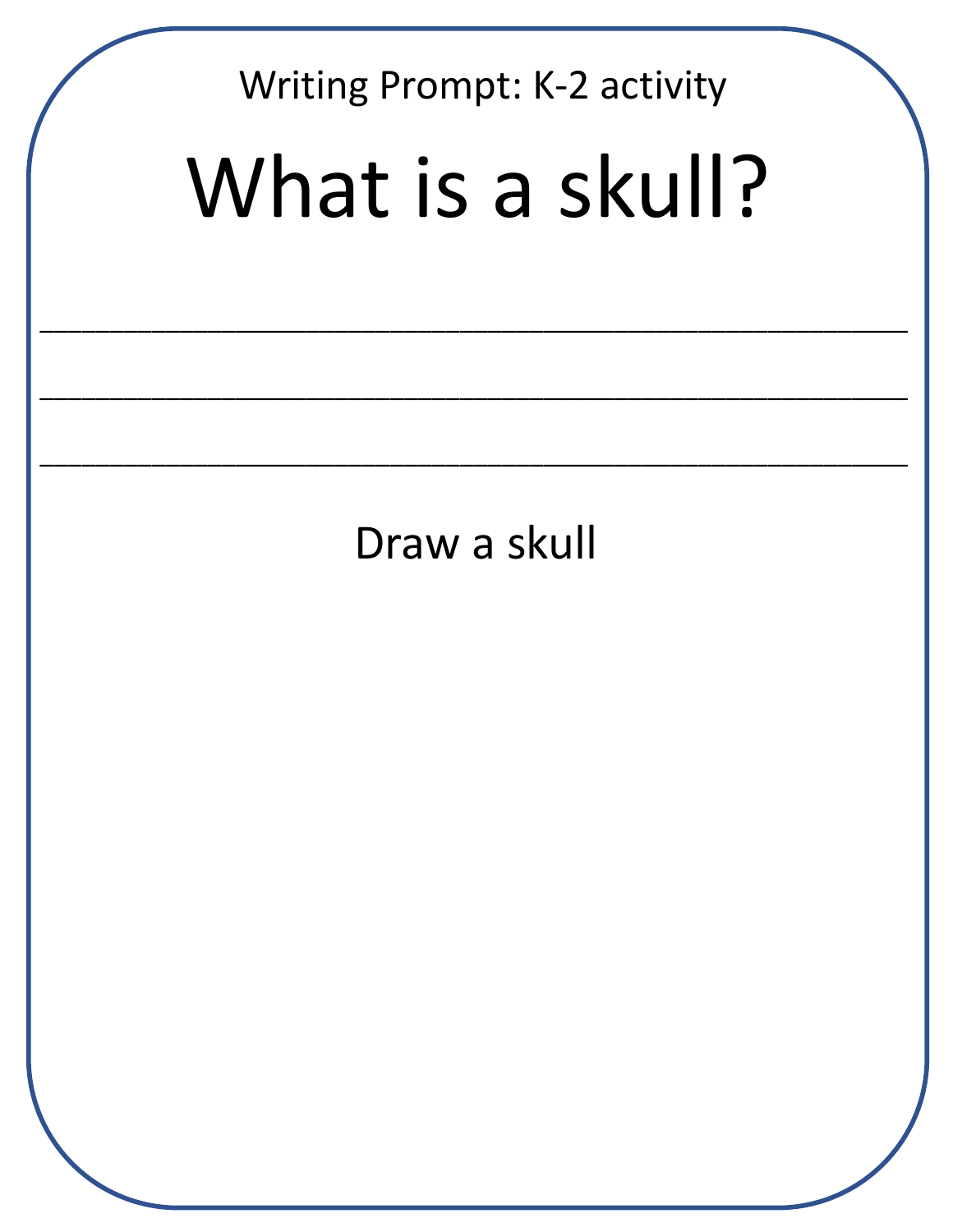Writing Prompt: K-2 activity

# What is a skull?

______________________________________________________

______________________________________________________

______________________________________________________

Draw a skull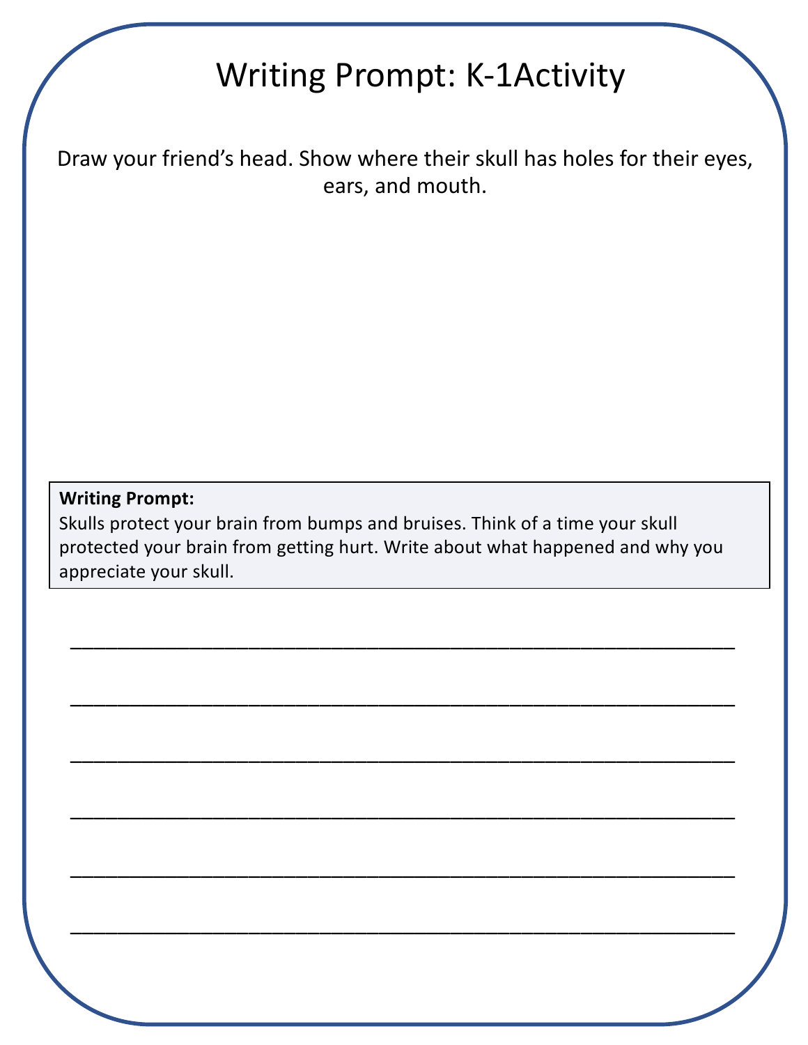# Writing Prompt: K-1Activity

Draw your friend's head. Show where their skull has holes for their eyes, ears, and mouth.

**Writing Prompt:**
Skulls protect your brain from bumps and bruises. Think of a time your skull protected your brain from getting hurt. Write about what happened and why you appreciate your skull.

_______________________________________________________________

_______________________________________________________________

_______________________________________________________________

_______________________________________________________________

_______________________________________________________________

_______________________________________________________________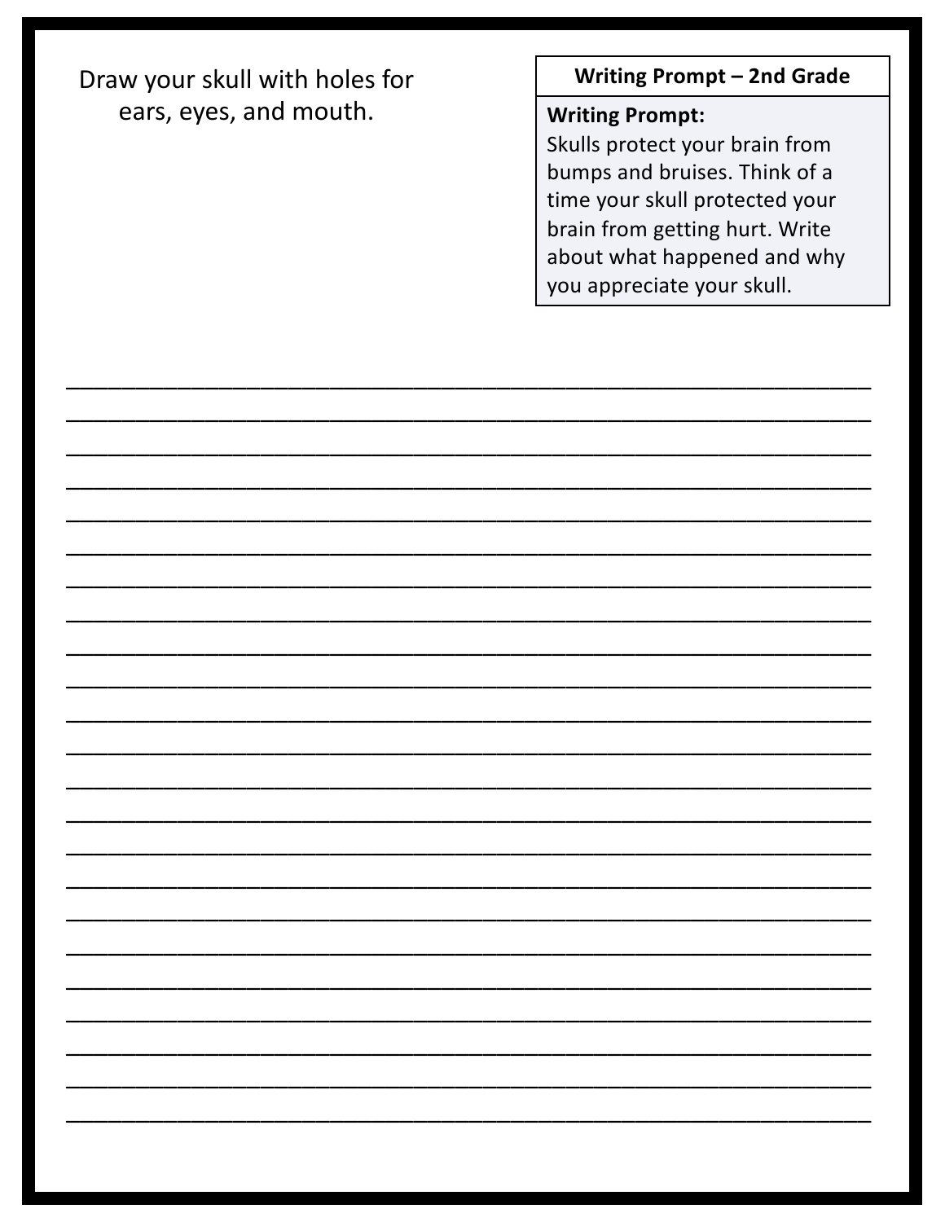Draw your skull with holes for ears, eyes, and mouth.

| Writing Prompt – 2nd Grade |
|---|
| **Writing Prompt:** Skulls protect your brain from bumps and bruises. Think of a time your skull protected your brain from getting hurt. Write about what happened and why you appreciate your skull. |

______________________________________________________________________

______________________________________________________________________

______________________________________________________________________

______________________________________________________________________

______________________________________________________________________

______________________________________________________________________

______________________________________________________________________

______________________________________________________________________

______________________________________________________________________

______________________________________________________________________

______________________________________________________________________

______________________________________________________________________

______________________________________________________________________

______________________________________________________________________

______________________________________________________________________

______________________________________________________________________

______________________________________________________________________

______________________________________________________________________

______________________________________________________________________

______________________________________________________________________

______________________________________________________________________

______________________________________________________________________

______________________________________________________________________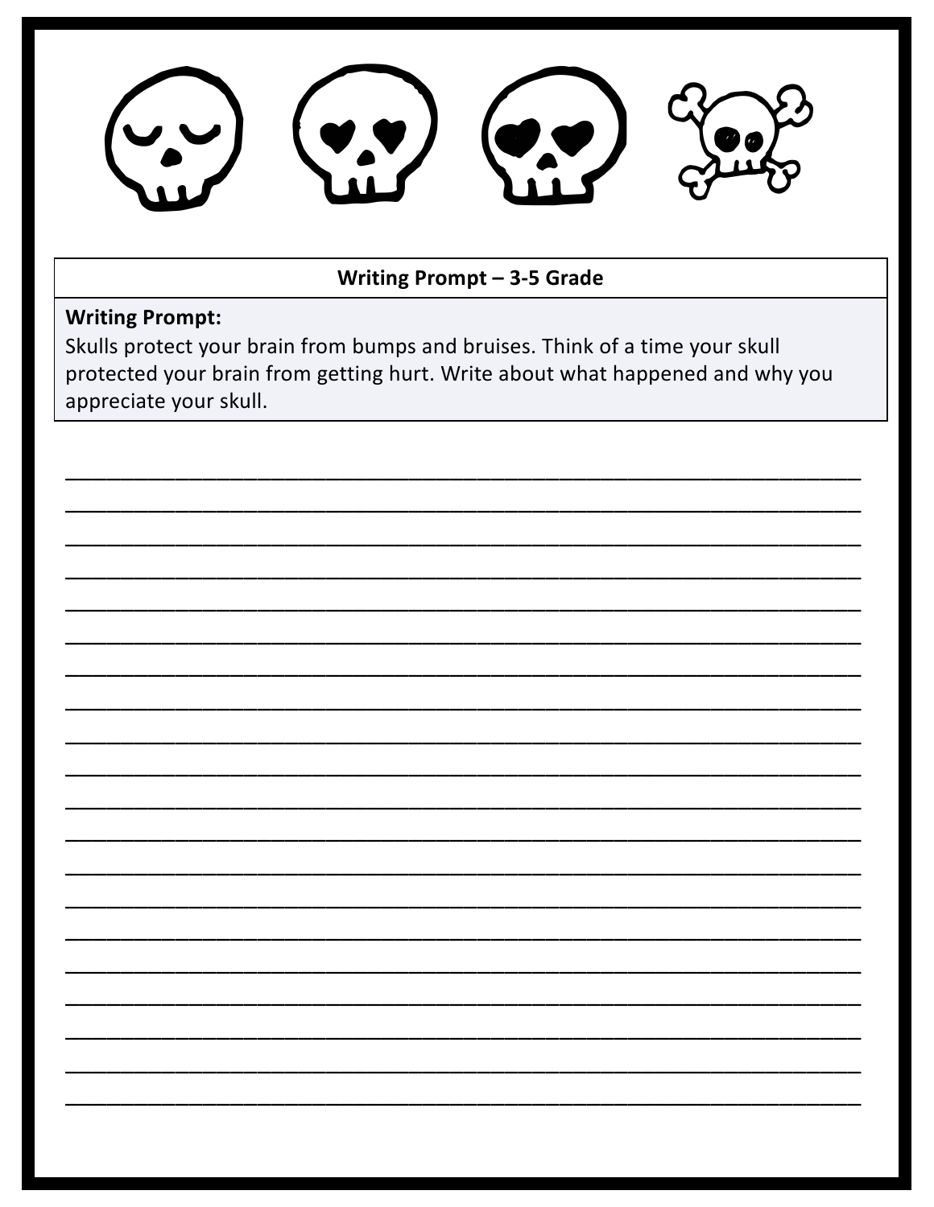| Writing Prompt – 3-5 Grade |
| --- |
| **Writing Prompt:**<br>Skulls protect your brain from bumps and bruises. Think of a time your skull protected your brain from getting hurt. Write about what happened and why you appreciate your skull. |

________________________________________________________________________

________________________________________________________________________

________________________________________________________________________

________________________________________________________________________

________________________________________________________________________

________________________________________________________________________

________________________________________________________________________

________________________________________________________________________

________________________________________________________________________

________________________________________________________________________

________________________________________________________________________

________________________________________________________________________

________________________________________________________________________

________________________________________________________________________

________________________________________________________________________

________________________________________________________________________

________________________________________________________________________

________________________________________________________________________

________________________________________________________________________

________________________________________________________________________